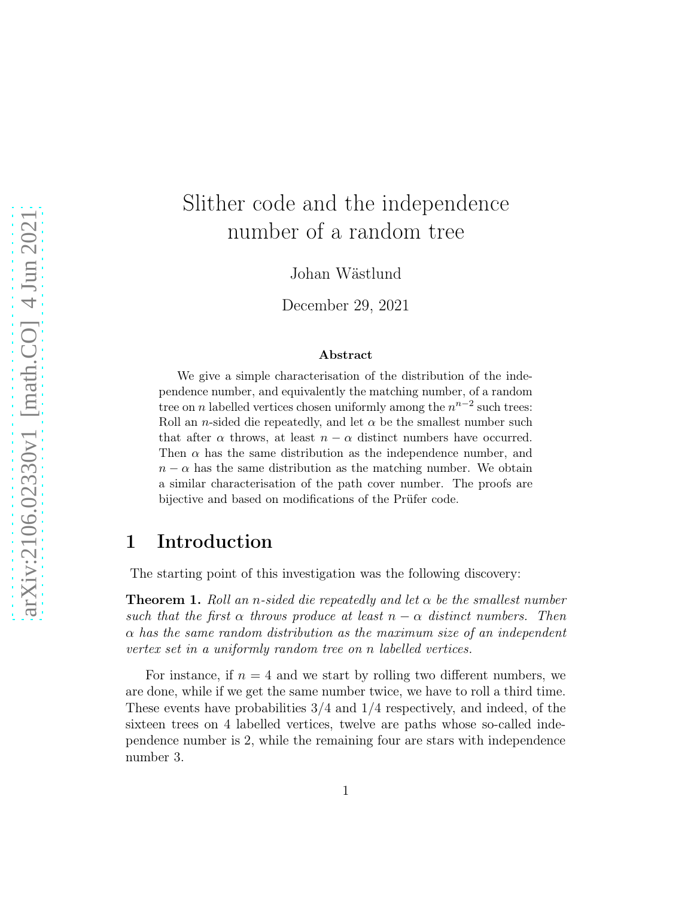# Slither code and the independence number of a random tree

Johan Wästlund

December 29, 2021

### Abstract

We give a simple characterisation of the distribution of the independence number, and equivalently the matching number, of a random tree on $n$ labelled vertices chosen uniformly among the $n^{n-2}$ such trees: Roll an $n$-sided die repeatedly, and let $\alpha$ be the smallest number such that after $\alpha$ throws, at least $n - \alpha$ distinct numbers have occurred. Then $\alpha$ has the same distribution as the independence number, and $n - \alpha$ has the same distribution as the matching number. We obtain a similar characterisation of the path cover number. The proofs are bijective and based on modifications of the Prüfer code.

## 1 Introduction

The starting point of this investigation was the following discovery:

**Theorem 1.** *Roll an $n$-sided die repeatedly and let $\alpha$ be the smallest number such that the first $\alpha$ throws produce at least $n - \alpha$ distinct numbers. Then $\alpha$ has the same random distribution as the maximum size of an independent vertex set in a uniformly random tree on $n$ labelled vertices.*

For instance, if $n = 4$ and we start by rolling two different numbers, we are done, while if we get the same number twice, we have to roll a third time. These events have probabilities $3/4$ and $1/4$ respectively, and indeed, of the sixteen trees on 4 labelled vertices, twelve are paths whose so-called independence number is 2, while the remaining four are stars with independence number 3.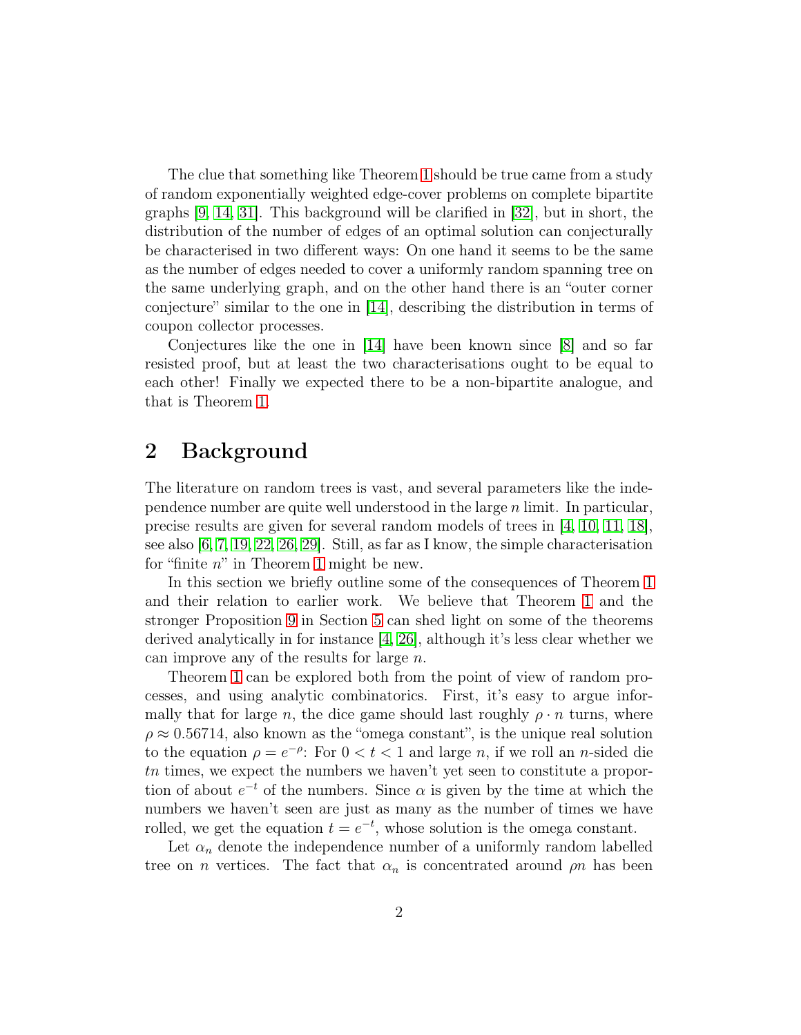The clue that something like Theorem 1 should be true came from a study of random exponentially weighted edge-cover problems on complete bipartite graphs [9, 14, 31]. This background will be clarified in [32], but in short, the distribution of the number of edges of an optimal solution can conjecturally be characterised in two different ways: On one hand it seems to be the same as the number of edges needed to cover a uniformly random spanning tree on the same underlying graph, and on the other hand there is an "outer corner conjecture" similar to the one in [14], describing the distribution in terms of coupon collector processes.

Conjectures like the one in [14] have been known since [8] and so far resisted proof, but at least the two characterisations ought to be equal to each other! Finally we expected there to be a non-bipartite analogue, and that is Theorem 1.

## 2 Background

The literature on random trees is vast, and several parameters like the independence number are quite well understood in the large $n$ limit. In particular, precise results are given for several random models of trees in [4, 10, 11, 18], see also [6, 7, 19, 22, 26, 29]. Still, as far as I know, the simple characterisation for "finite $n$" in Theorem 1 might be new.

In this section we briefly outline some of the consequences of Theorem 1 and their relation to earlier work. We believe that Theorem 1 and the stronger Proposition 9 in Section 5 can shed light on some of the theorems derived analytically in for instance [4, 26], although it's less clear whether we can improve any of the results for large $n$.

Theorem 1 can be explored both from the point of view of random processes, and using analytic combinatorics. First, it's easy to argue informally that for large $n$, the dice game should last roughly $\rho \cdot n$ turns, where $\rho \approx 0.56714$, also known as the "omega constant", is the unique real solution to the equation $\rho = e^{-\rho}$: For $0 < t < 1$ and large $n$, if we roll an $n$-sided die $tn$ times, we expect the numbers we haven't yet seen to constitute a proportion of about $e^{-t}$ of the numbers. Since $\alpha$ is given by the time at which the numbers we haven't seen are just as many as the number of times we have rolled, we get the equation $t = e^{-t}$, whose solution is the omega constant.

Let $\alpha_n$ denote the independence number of a uniformly random labelled tree on $n$ vertices. The fact that $\alpha_n$ is concentrated around $\rho n$ has been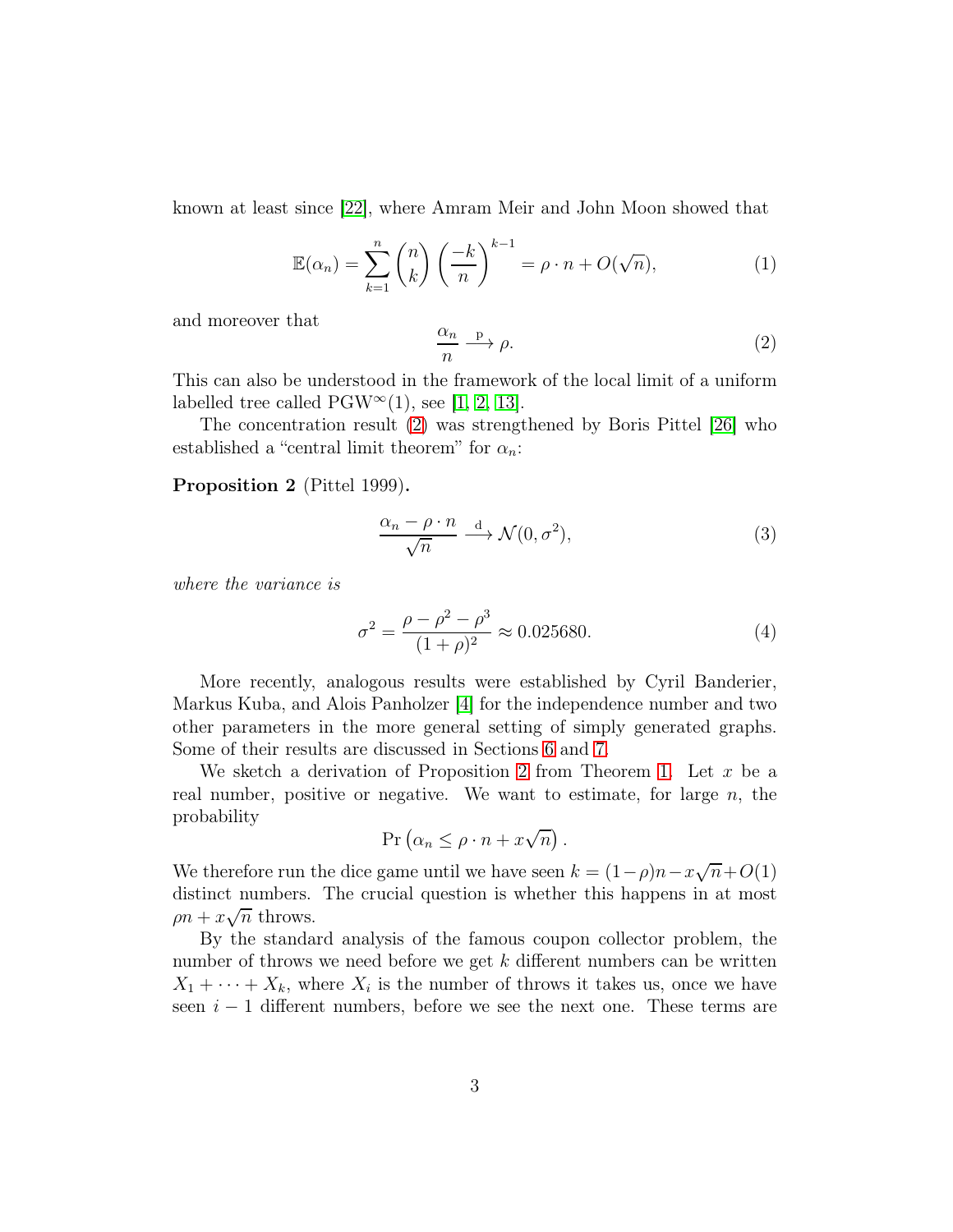known at least since [22], where Amram Meir and John Moon showed that

$$\mathbb{E}(\alpha_n) = \sum_{k=1}^{n} \binom{n}{k} \left(\frac{-k}{n}\right)^{k-1} = \rho \cdot n + O(\sqrt{n}), \tag{1}$$

and moreover that

$$\frac{\alpha_n}{n} \xrightarrow{\text{p}} \rho. \tag{2}$$

This can also be understood in the framework of the local limit of a uniform labelled tree called $\mathrm{PGW}^{\infty}(1)$, see [1, 2, 13].

The concentration result (2) was strengthened by Boris Pittel [26] who established a "central limit theorem" for $\alpha_n$:

**Proposition 2** (Pittel 1999)**.**

$$\frac{\alpha_n - \rho \cdot n}{\sqrt{n}} \xrightarrow{\text{d}} \mathcal{N}(0, \sigma^2), \tag{3}$$

*where the variance is*

$$\sigma^2 = \frac{\rho - \rho^2 - \rho^3}{(1+\rho)^2} \approx 0.025680. \tag{4}$$

More recently, analogous results were established by Cyril Banderier, Markus Kuba, and Alois Panholzer [4] for the independence number and two other parameters in the more general setting of simply generated graphs. Some of their results are discussed in Sections 6 and 7.

We sketch a derivation of Proposition 2 from Theorem 1. Let $x$ be a real number, positive or negative. We want to estimate, for large $n$, the probability

$$\Pr\left(\alpha_n \leq \rho \cdot n + x\sqrt{n}\right).$$

We therefore run the dice game until we have seen $k = (1-\rho)n - x\sqrt{n} + O(1)$ distinct numbers. The crucial question is whether this happens in at most $\rho n + x\sqrt{n}$ throws.

By the standard analysis of the famous coupon collector problem, the number of throws we need before we get $k$ different numbers can be written $X_1 + \cdots + X_k$, where $X_i$ is the number of throws it takes us, once we have seen $i-1$ different numbers, before we see the next one. These terms are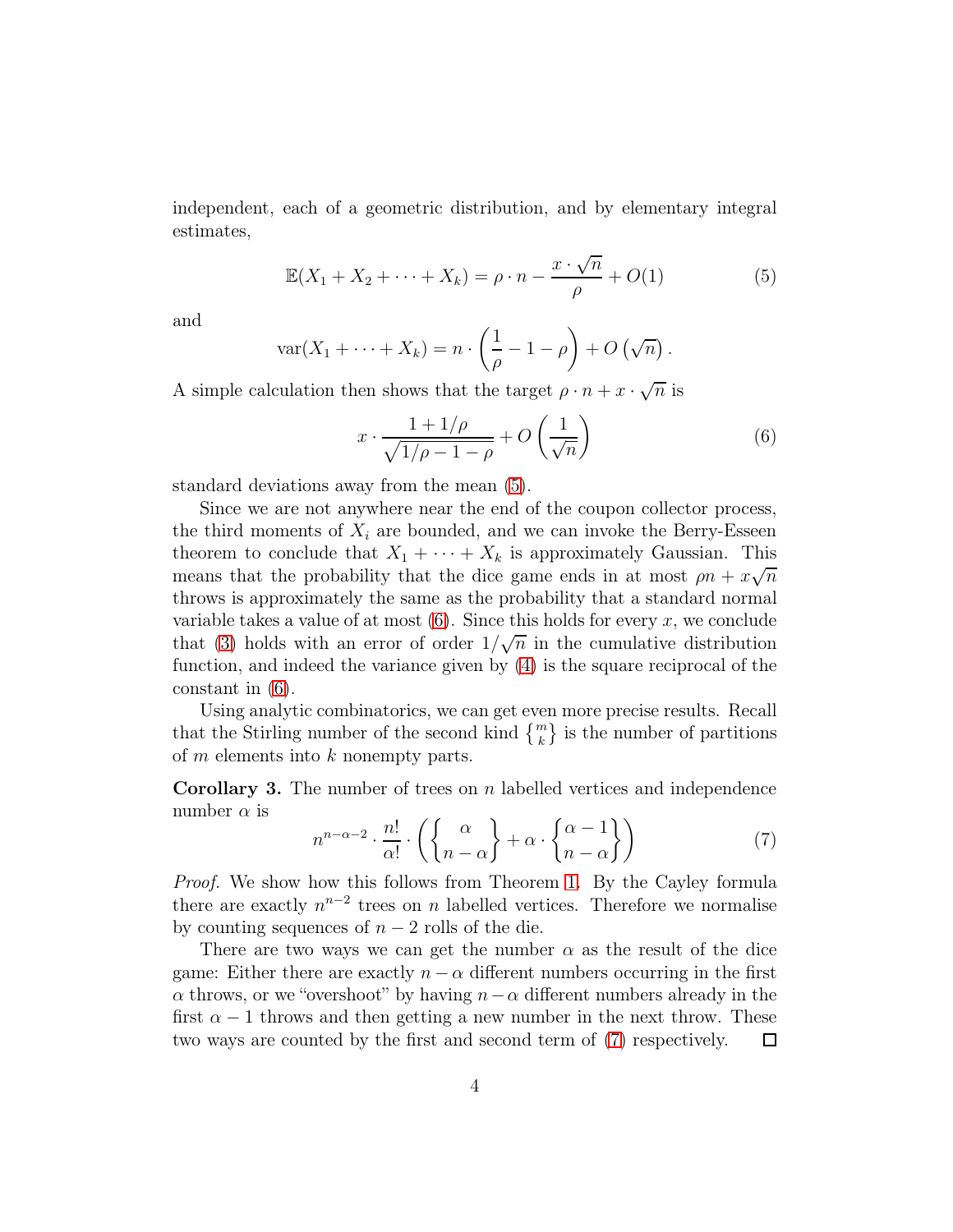independent, each of a geometric distribution, and by elementary integral estimates,

$$\mathbb{E}(X_1 + X_2 + \cdots + X_k) = \rho \cdot n - \frac{x \cdot \sqrt{n}}{\rho} + O(1) \tag{5}$$

and

$$\operatorname{var}(X_1 + \cdots + X_k) = n \cdot \left(\frac{1}{\rho} - 1 - \rho\right) + O\left(\sqrt{n}\right).$$

A simple calculation then shows that the target $\rho \cdot n + x \cdot \sqrt{n}$ is

$$x \cdot \frac{1 + 1/\rho}{\sqrt{1/\rho - 1 - \rho}} + O\left(\frac{1}{\sqrt{n}}\right) \tag{6}$$

standard deviations away from the mean (5).

Since we are not anywhere near the end of the coupon collector process, the third moments of $X_i$ are bounded, and we can invoke the Berry-Esseen theorem to conclude that $X_1 + \cdots + X_k$ is approximately Gaussian. This means that the probability that the dice game ends in at most $\rho n + x\sqrt{n}$ throws is approximately the same as the probability that a standard normal variable takes a value of at most (6). Since this holds for every $x$, we conclude that (3) holds with an error of order $1/\sqrt{n}$ in the cumulative distribution function, and indeed the variance given by (4) is the square reciprocal of the constant in (6).

Using analytic combinatorics, we can get even more precise results. Recall that the Stirling number of the second kind $\left\{ {m \atop k} \right\}$ is the number of partitions of $m$ elements into $k$ nonempty parts.

**Corollary 3.** The number of trees on $n$ labelled vertices and independence number $\alpha$ is

$$n^{n-\alpha-2} \cdot \frac{n!}{\alpha!} \cdot \left( \left\{ {\alpha \atop n-\alpha} \right\} + \alpha \cdot \left\{ {\alpha - 1 \atop n-\alpha} \right\} \right) \tag{7}$$

*Proof.* We show how this follows from Theorem 1. By the Cayley formula there are exactly $n^{n-2}$ trees on $n$ labelled vertices. Therefore we normalise by counting sequences of $n-2$ rolls of the die.

There are two ways we can get the number $\alpha$ as the result of the dice game: Either there are exactly $n - \alpha$ different numbers occurring in the first $\alpha$ throws, or we "overshoot" by having $n - \alpha$ different numbers already in the first $\alpha - 1$ throws and then getting a new number in the next throw. These two ways are counted by the first and second term of (7) respectively. $\square$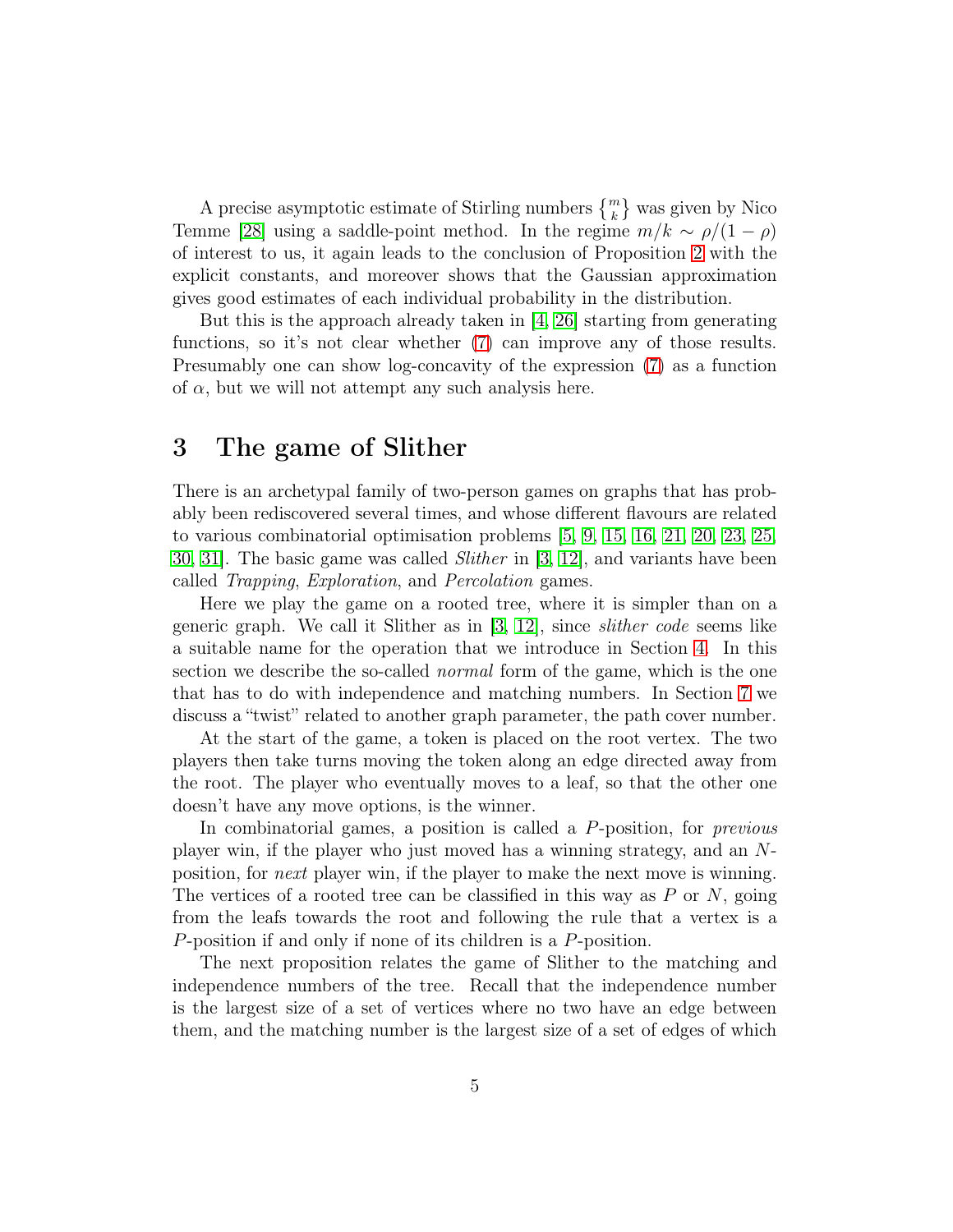A precise asymptotic estimate of Stirling numbers $\left\{ {m \atop k} \right\}$ was given by Nico Temme [28] using a saddle-point method. In the regime $m/k \sim \rho/(1-\rho)$ of interest to us, it again leads to the conclusion of Proposition 2 with the explicit constants, and moreover shows that the Gaussian approximation gives good estimates of each individual probability in the distribution.

But this is the approach already taken in [4, 26] starting from generating functions, so it's not clear whether (7) can improve any of those results. Presumably one can show log-concavity of the expression (7) as a function of $\alpha$, but we will not attempt any such analysis here.

## 3 The game of Slither

There is an archetypal family of two-person games on graphs that has probably been rediscovered several times, and whose different flavours are related to various combinatorial optimisation problems [5, 9, 15, 16, 21, 20, 23, 25, 30, 31]. The basic game was called *Slither* in [3, 12], and variants have been called *Trapping*, *Exploration*, and *Percolation* games.

Here we play the game on a rooted tree, where it is simpler than on a generic graph. We call it Slither as in [3, 12], since *slither code* seems like a suitable name for the operation that we introduce in Section 4. In this section we describe the so-called *normal* form of the game, which is the one that has to do with independence and matching numbers. In Section 7 we discuss a "twist" related to another graph parameter, the path cover number.

At the start of the game, a token is placed on the root vertex. The two players then take turns moving the token along an edge directed away from the root. The player who eventually moves to a leaf, so that the other one doesn't have any move options, is the winner.

In combinatorial games, a position is called a $P$-position, for *previous* player win, if the player who just moved has a winning strategy, and an $N$-position, for *next* player win, if the player to make the next move is winning. The vertices of a rooted tree can be classified in this way as $P$ or $N$, going from the leafs towards the root and following the rule that a vertex is a $P$-position if and only if none of its children is a $P$-position.

The next proposition relates the game of Slither to the matching and independence numbers of the tree. Recall that the independence number is the largest size of a set of vertices where no two have an edge between them, and the matching number is the largest size of a set of edges of which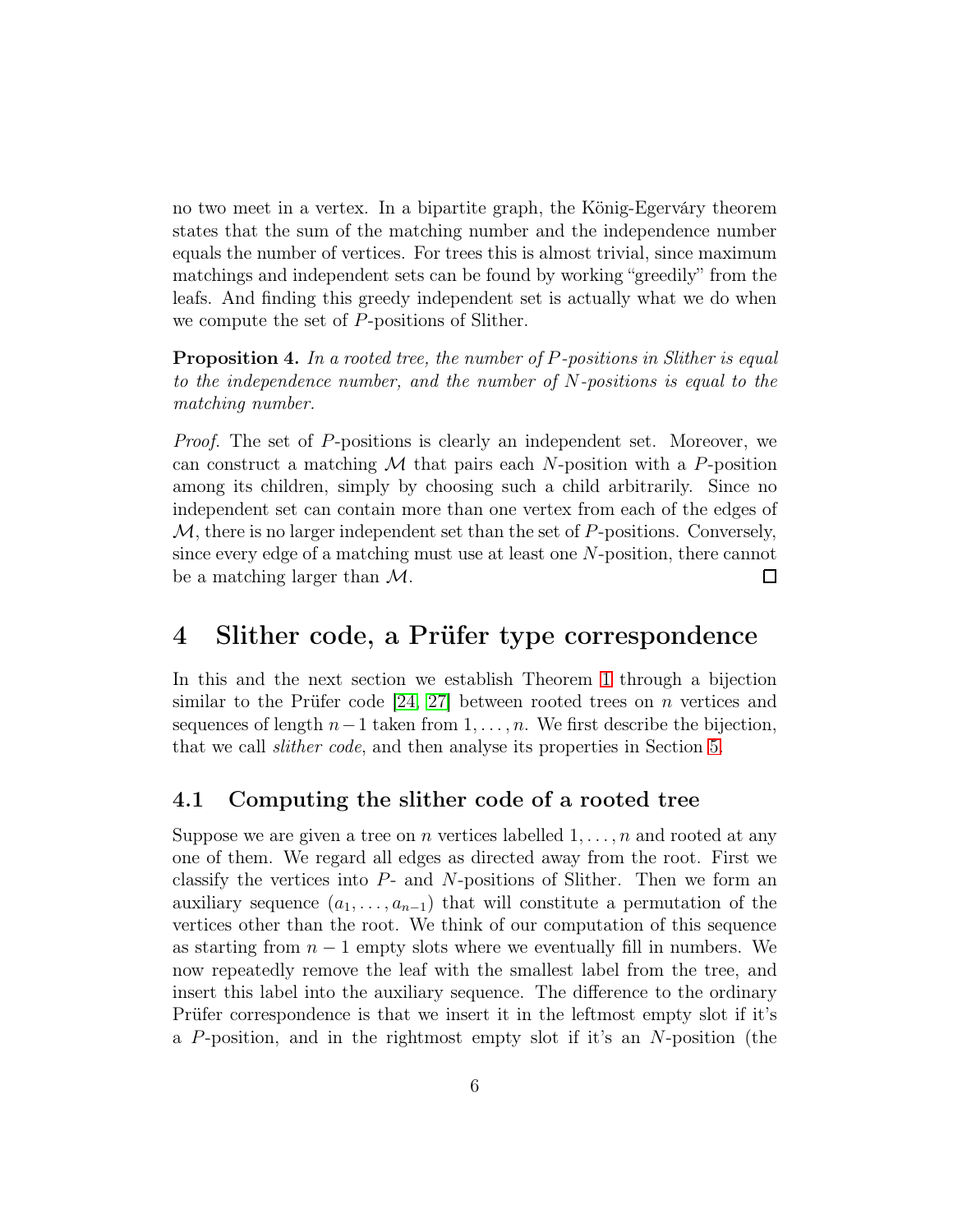no two meet in a vertex. In a bipartite graph, the König-Egerváry theorem states that the sum of the matching number and the independence number equals the number of vertices. For trees this is almost trivial, since maximum matchings and independent sets can be found by working "greedily" from the leafs. And finding this greedy independent set is actually what we do when we compute the set of $P$-positions of Slither.

**Proposition 4.** *In a rooted tree, the number of $P$-positions in Slither is equal to the independence number, and the number of $N$-positions is equal to the matching number.*

*Proof.* The set of $P$-positions is clearly an independent set. Moreover, we can construct a matching $\mathcal{M}$ that pairs each $N$-position with a $P$-position among its children, simply by choosing such a child arbitrarily. Since no independent set can contain more than one vertex from each of the edges of $\mathcal{M}$, there is no larger independent set than the set of $P$-positions. Conversely, since every edge of a matching must use at least one $N$-position, there cannot be a matching larger than $\mathcal{M}$. □

# 4 Slither code, a Prüfer type correspondence

In this and the next section we establish Theorem 1 through a bijection similar to the Prüfer code [24, 27] between rooted trees on $n$ vertices and sequences of length $n-1$ taken from $1, \ldots, n$. We first describe the bijection, that we call *slither code*, and then analyse its properties in Section 5.

## 4.1 Computing the slither code of a rooted tree

Suppose we are given a tree on $n$ vertices labelled $1, \ldots, n$ and rooted at any one of them. We regard all edges as directed away from the root. First we classify the vertices into $P$- and $N$-positions of Slither. Then we form an auxiliary sequence $(a_1, \ldots, a_{n-1})$ that will constitute a permutation of the vertices other than the root. We think of our computation of this sequence as starting from $n-1$ empty slots where we eventually fill in numbers. We now repeatedly remove the leaf with the smallest label from the tree, and insert this label into the auxiliary sequence. The difference to the ordinary Prüfer correspondence is that we insert it in the leftmost empty slot if it's a $P$-position, and in the rightmost empty slot if it's an $N$-position (the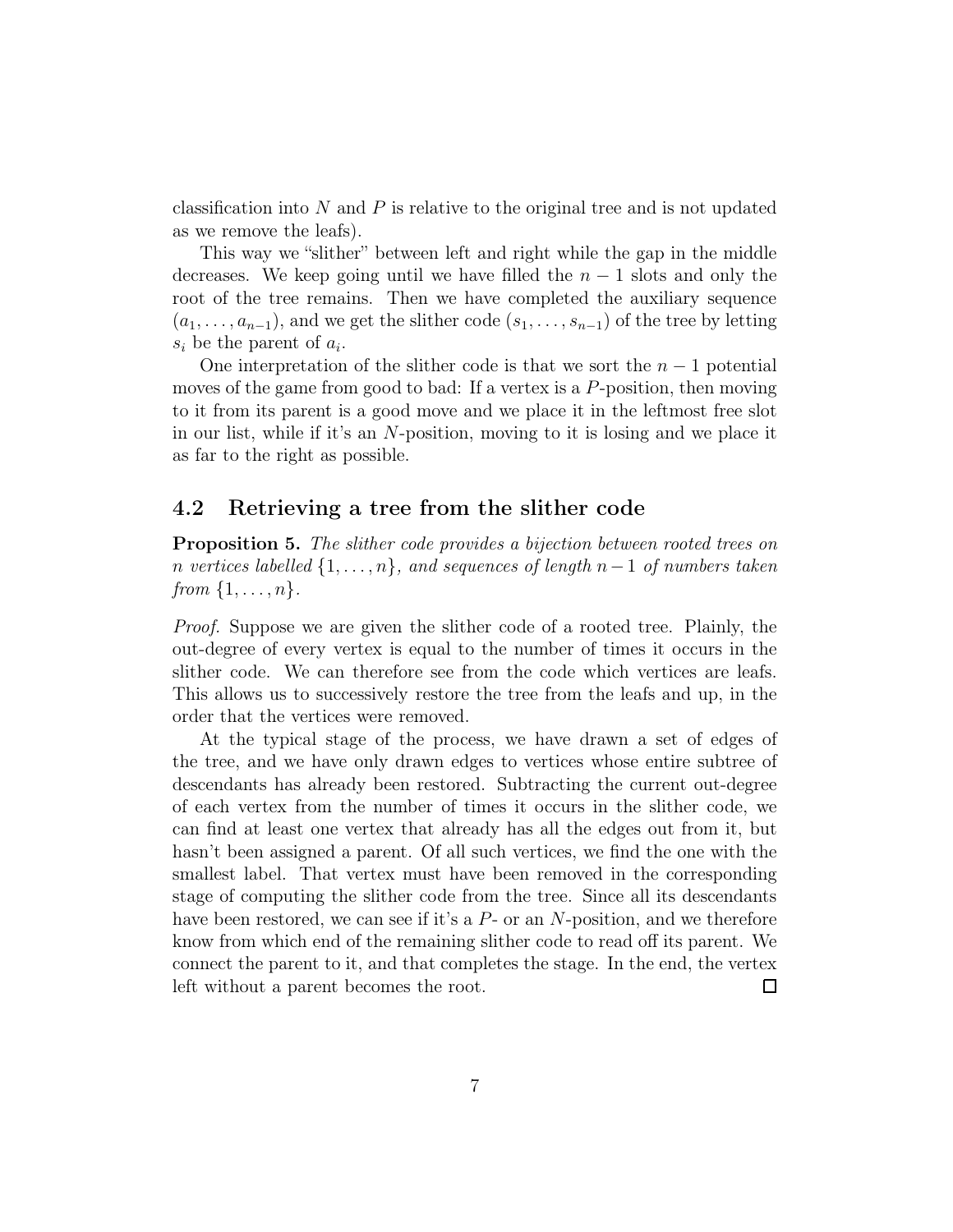classification into $N$ and $P$ is relative to the original tree and is not updated as we remove the leafs).

This way we "slither" between left and right while the gap in the middle decreases. We keep going until we have filled the $n-1$ slots and only the root of the tree remains. Then we have completed the auxiliary sequence $(a_1, \dots, a_{n-1})$, and we get the slither code $(s_1, \dots, s_{n-1})$ of the tree by letting $s_i$ be the parent of $a_i$.

One interpretation of the slither code is that we sort the $n-1$ potential moves of the game from good to bad: If a vertex is a $P$-position, then moving to it from its parent is a good move and we place it in the leftmost free slot in our list, while if it's an $N$-position, moving to it is losing and we place it as far to the right as possible.

## 4.2 Retrieving a tree from the slither code

**Proposition 5.** *The slither code provides a bijection between rooted trees on $n$ vertices labelled $\{1, \dots, n\}$, and sequences of length $n-1$ of numbers taken from $\{1, \dots, n\}$.*

*Proof.* Suppose we are given the slither code of a rooted tree. Plainly, the out-degree of every vertex is equal to the number of times it occurs in the slither code. We can therefore see from the code which vertices are leafs. This allows us to successively restore the tree from the leafs and up, in the order that the vertices were removed.

At the typical stage of the process, we have drawn a set of edges of the tree, and we have only drawn edges to vertices whose entire subtree of descendants has already been restored. Subtracting the current out-degree of each vertex from the number of times it occurs in the slither code, we can find at least one vertex that already has all the edges out from it, but hasn't been assigned a parent. Of all such vertices, we find the one with the smallest label. That vertex must have been removed in the corresponding stage of computing the slither code from the tree. Since all its descendants have been restored, we can see if it's a $P$- or an $N$-position, and we therefore know from which end of the remaining slither code to read off its parent. We connect the parent to it, and that completes the stage. In the end, the vertex left without a parent becomes the root. $\square$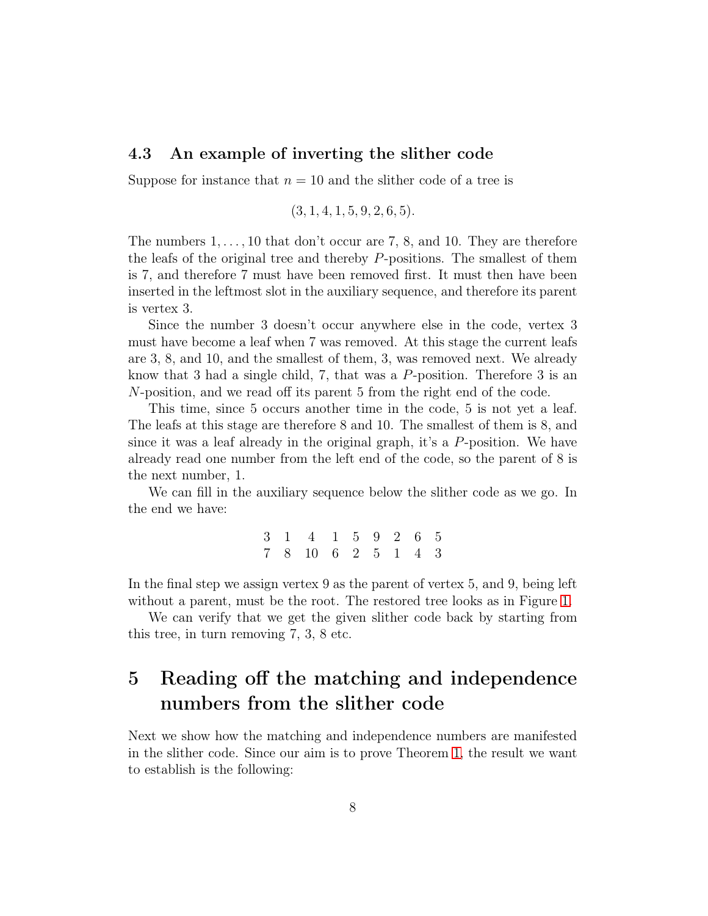### 4.3 An example of inverting the slither code

Suppose for instance that $n = 10$ and the slither code of a tree is

$$(3, 1, 4, 1, 5, 9, 2, 6, 5).$$

The numbers $1, \dots, 10$ that don't occur are 7, 8, and 10. They are therefore the leafs of the original tree and thereby $P$-positions. The smallest of them is 7, and therefore 7 must have been removed first. It must then have been inserted in the leftmost slot in the auxiliary sequence, and therefore its parent is vertex 3.

Since the number 3 doesn't occur anywhere else in the code, vertex 3 must have become a leaf when 7 was removed. At this stage the current leafs are 3, 8, and 10, and the smallest of them, 3, was removed next. We already know that 3 had a single child, 7, that was a $P$-position. Therefore 3 is an $N$-position, and we read off its parent 5 from the right end of the code.

This time, since 5 occurs another time in the code, 5 is not yet a leaf. The leafs at this stage are therefore 8 and 10. The smallest of them is 8, and since it was a leaf already in the original graph, it's a $P$-position. We have already read one number from the left end of the code, so the parent of 8 is the next number, 1.

We can fill in the auxiliary sequence below the slither code as we go. In the end we have:

$$\begin{array}{ccccccccc} 3 & 1 & 4 & 1 & 5 & 9 & 2 & 6 & 5 \\ 7 & 8 & 10 & 6 & 2 & 5 & 1 & 4 & 3 \end{array}$$

In the final step we assign vertex 9 as the parent of vertex 5, and 9, being left without a parent, must be the root. The restored tree looks as in Figure 1.

We can verify that we get the given slither code back by starting from this tree, in turn removing 7, 3, 8 etc.

# 5 Reading off the matching and independence numbers from the slither code

Next we show how the matching and independence numbers are manifested in the slither code. Since our aim is to prove Theorem 1, the result we want to establish is the following: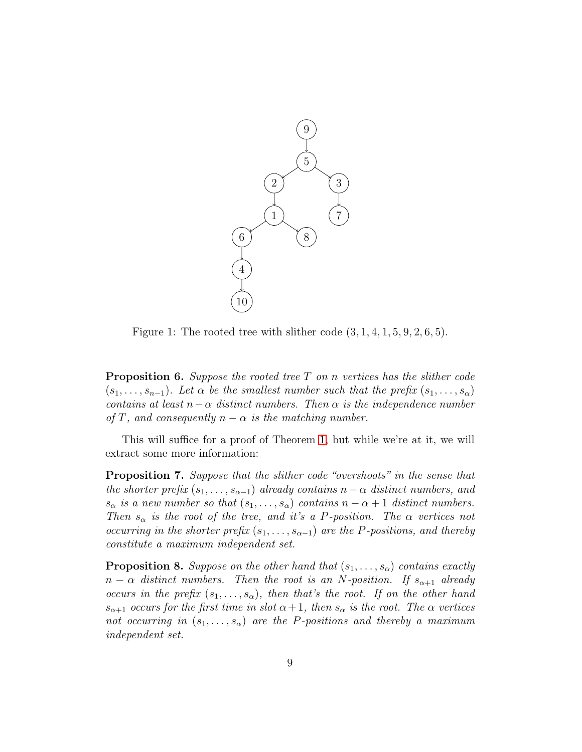Figure 1: The rooted tree with slither code $(3, 1, 4, 1, 5, 9, 2, 6, 5)$.

**Proposition 6.** *Suppose the rooted tree $T$ on $n$ vertices has the slither code $(s_1, \ldots, s_{n-1})$. Let $\alpha$ be the smallest number such that the prefix $(s_1, \ldots, s_\alpha)$ contains at least $n - \alpha$ distinct numbers. Then $\alpha$ is the independence number of $T$, and consequently $n - \alpha$ is the matching number.*

This will suffice for a proof of Theorem 1, but while we're at it, we will extract some more information:

**Proposition 7.** *Suppose that the slither code "overshoots" in the sense that the shorter prefix $(s_1, \ldots, s_{\alpha-1})$ already contains $n - \alpha$ distinct numbers, and $s_\alpha$ is a new number so that $(s_1, \ldots, s_\alpha)$ contains $n - \alpha + 1$ distinct numbers. Then $s_\alpha$ is the root of the tree, and it's a $P$-position. The $\alpha$ vertices not occurring in the shorter prefix $(s_1, \ldots, s_{\alpha-1})$ are the $P$-positions, and thereby constitute a maximum independent set.*

**Proposition 8.** *Suppose on the other hand that $(s_1, \ldots, s_\alpha)$ contains exactly $n - \alpha$ distinct numbers. Then the root is an $N$-position. If $s_{\alpha+1}$ already occurs in the prefix $(s_1, \ldots, s_\alpha)$, then that's the root. If on the other hand $s_{\alpha+1}$ occurs for the first time in slot $\alpha + 1$, then $s_\alpha$ is the root. The $\alpha$ vertices not occurring in $(s_1, \ldots, s_\alpha)$ are the $P$-positions and thereby a maximum independent set.*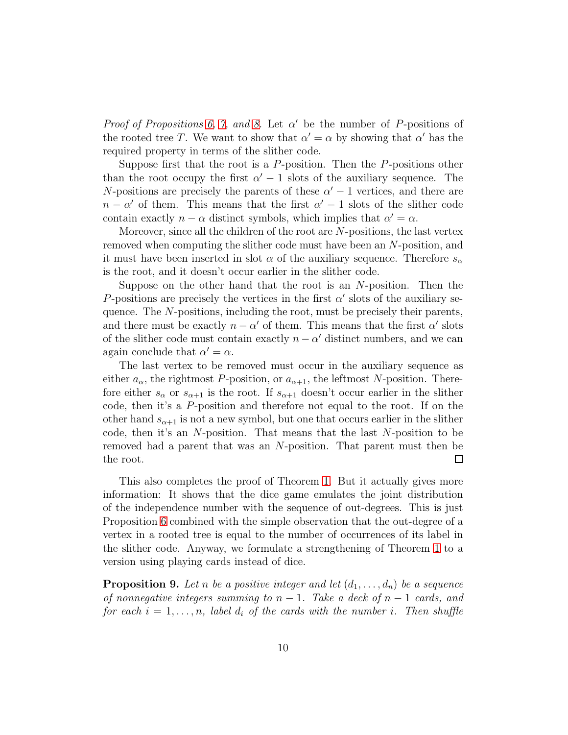*Proof of Propositions 6, 7, and 8.* Let $\alpha'$ be the number of $P$-positions of the rooted tree $T$. We want to show that $\alpha' = \alpha$ by showing that $\alpha'$ has the required property in terms of the slither code.

Suppose first that the root is a $P$-position. Then the $P$-positions other than the root occupy the first $\alpha' - 1$ slots of the auxiliary sequence. The $N$-positions are precisely the parents of these $\alpha' - 1$ vertices, and there are $n - \alpha'$ of them. This means that the first $\alpha' - 1$ slots of the slither code contain exactly $n - \alpha$ distinct symbols, which implies that $\alpha' = \alpha$.

Moreover, since all the children of the root are $N$-positions, the last vertex removed when computing the slither code must have been an $N$-position, and it must have been inserted in slot $\alpha$ of the auxiliary sequence. Therefore $s_\alpha$ is the root, and it doesn't occur earlier in the slither code.

Suppose on the other hand that the root is an $N$-position. Then the $P$-positions are precisely the vertices in the first $\alpha'$ slots of the auxiliary sequence. The $N$-positions, including the root, must be precisely their parents, and there must be exactly $n - \alpha'$ of them. This means that the first $\alpha'$ slots of the slither code must contain exactly $n - \alpha'$ distinct numbers, and we can again conclude that $\alpha' = \alpha$.

The last vertex to be removed must occur in the auxiliary sequence as either $a_\alpha$, the rightmost $P$-position, or $a_{\alpha+1}$, the leftmost $N$-position. Therefore either $s_\alpha$ or $s_{\alpha+1}$ is the root. If $s_{\alpha+1}$ doesn't occur earlier in the slither code, then it's a $P$-position and therefore not equal to the root. If on the other hand $s_{\alpha+1}$ is not a new symbol, but one that occurs earlier in the slither code, then it's an $N$-position. That means that the last $N$-position to be removed had a parent that was an $N$-position. That parent must then be the root. ∎

This also completes the proof of Theorem 1. But it actually gives more information: It shows that the dice game emulates the joint distribution of the independence number with the sequence of out-degrees. This is just Proposition 6 combined with the simple observation that the out-degree of a vertex in a rooted tree is equal to the number of occurrences of its label in the slither code. Anyway, we formulate a strengthening of Theorem 1 to a version using playing cards instead of dice.

**Proposition 9.** *Let $n$ be a positive integer and let $(d_1, \dots, d_n)$ be a sequence of nonnegative integers summing to $n - 1$. Take a deck of $n - 1$ cards, and for each $i = 1, \dots, n$, label $d_i$ of the cards with the number $i$. Then shuffle*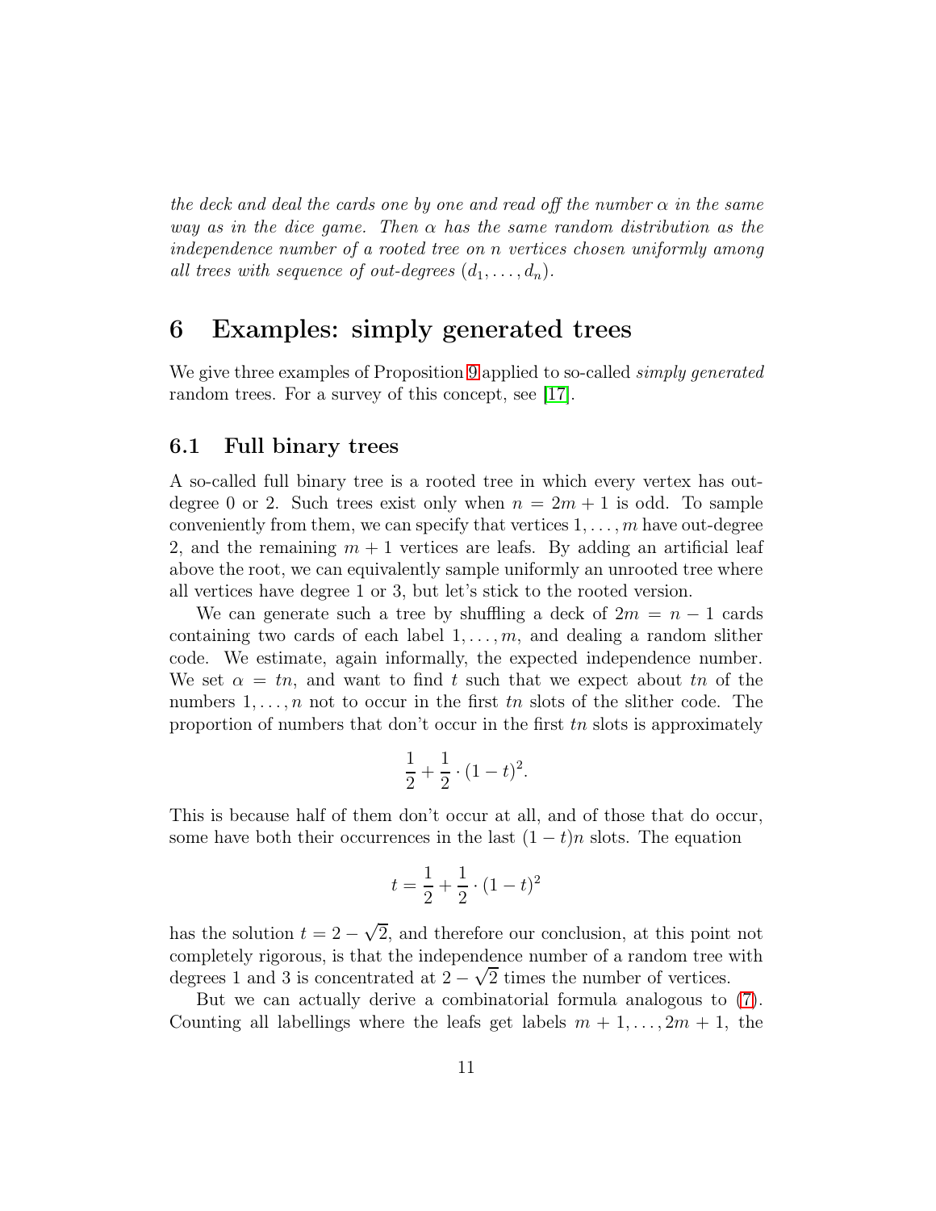*the deck and deal the cards one by one and read off the number $\alpha$ in the same way as in the dice game. Then $\alpha$ has the same random distribution as the independence number of a rooted tree on $n$ vertices chosen uniformly among all trees with sequence of out-degrees $(d_1, \dots, d_n)$.*

# 6 Examples: simply generated trees

We give three examples of Proposition 9 applied to so-called *simply generated* random trees. For a survey of this concept, see [17].

## 6.1 Full binary trees

A so-called full binary tree is a rooted tree in which every vertex has out-degree 0 or 2. Such trees exist only when $n = 2m + 1$ is odd. To sample conveniently from them, we can specify that vertices $1, \dots, m$ have out-degree 2, and the remaining $m + 1$ vertices are leafs. By adding an artificial leaf above the root, we can equivalently sample uniformly an unrooted tree where all vertices have degree 1 or 3, but let's stick to the rooted version.

We can generate such a tree by shuffling a deck of $2m = n - 1$ cards containing two cards of each label $1, \dots, m$, and dealing a random slither code. We estimate, again informally, the expected independence number. We set $\alpha = tn$, and want to find $t$ such that we expect about $tn$ of the numbers $1, \dots, n$ not to occur in the first $tn$ slots of the slither code. The proportion of numbers that don't occur in the first $tn$ slots is approximately

$$\frac{1}{2} + \frac{1}{2} \cdot (1 - t)^2.$$

This is because half of them don't occur at all, and of those that do occur, some have both their occurrences in the last $(1 - t)n$ slots. The equation

$$t = \frac{1}{2} + \frac{1}{2} \cdot (1 - t)^2$$

has the solution $t = 2 - \sqrt{2}$, and therefore our conclusion, at this point not completely rigorous, is that the independence number of a random tree with degrees 1 and 3 is concentrated at $2 - \sqrt{2}$ times the number of vertices.

But we can actually derive a combinatorial formula analogous to (7). Counting all labellings where the leafs get labels $m + 1, \dots, 2m + 1$, the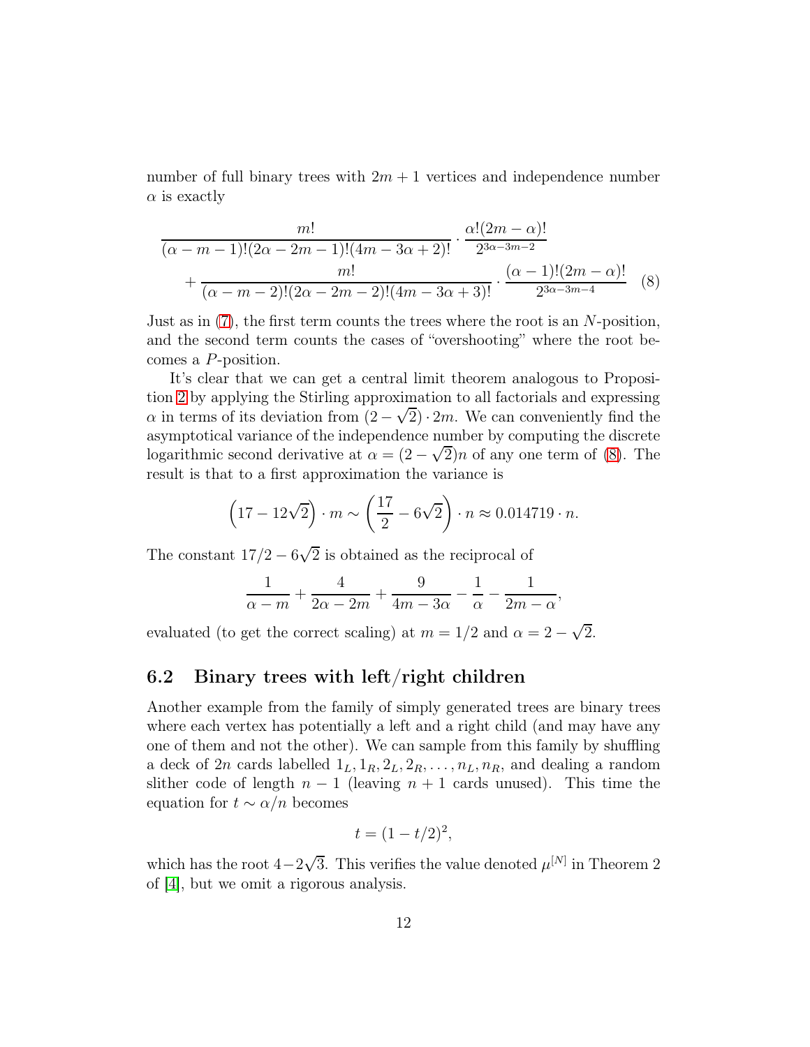number of full binary trees with $2m+1$ vertices and independence number $\alpha$ is exactly

$$\frac{m!}{(\alpha-m-1)!(2\alpha-2m-1)!(4m-3\alpha+2)!}\cdot\frac{\alpha!(2m-\alpha)!}{2^{3\alpha-3m-2}} + \frac{m!}{(\alpha-m-2)!(2\alpha-2m-2)!(4m-3\alpha+3)!}\cdot\frac{(\alpha-1)!(2m-\alpha)!}{2^{3\alpha-3m-4}} \quad (8)$$

Just as in (7), the first term counts the trees where the root is an $N$-position, and the second term counts the cases of "overshooting" where the root becomes a $P$-position.

It's clear that we can get a central limit theorem analogous to Proposition 2 by applying the Stirling approximation to all factorials and expressing $\alpha$ in terms of its deviation from $(2-\sqrt{2})\cdot 2m$. We can conveniently find the asymptotical variance of the independence number by computing the discrete logarithmic second derivative at $\alpha = (2-\sqrt{2})n$ of any one term of (8). The result is that to a first approximation the variance is

$$\left(17-12\sqrt{2}\right)\cdot m \sim \left(\frac{17}{2}-6\sqrt{2}\right)\cdot n \approx 0.014719\cdot n.$$

The constant $17/2-6\sqrt{2}$ is obtained as the reciprocal of

$$\frac{1}{\alpha-m}+\frac{4}{2\alpha-2m}+\frac{9}{4m-3\alpha}-\frac{1}{\alpha}-\frac{1}{2m-\alpha},$$

evaluated (to get the correct scaling) at $m=1/2$ and $\alpha = 2-\sqrt{2}$.

## 6.2 Binary trees with left/right children

Another example from the family of simply generated trees are binary trees where each vertex has potentially a left and a right child (and may have any one of them and not the other). We can sample from this family by shuffling a deck of $2n$ cards labelled $1_L, 1_R, 2_L, 2_R, \ldots, n_L, n_R$, and dealing a random slither code of length $n-1$ (leaving $n+1$ cards unused). This time the equation for $t \sim \alpha/n$ becomes

$$t = (1-t/2)^2,$$

which has the root $4-2\sqrt{3}$. This verifies the value denoted $\mu^{[N]}$ in Theorem 2 of [4], but we omit a rigorous analysis.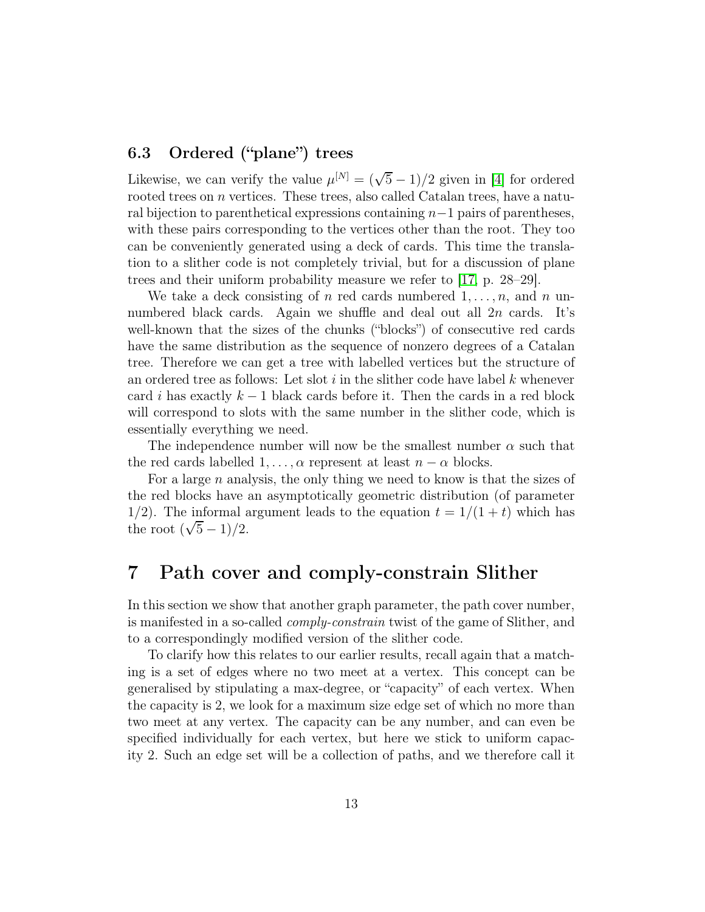### 6.3 Ordered ("plane") trees

Likewise, we can verify the value $\mu^{[N]} = (\sqrt{5}-1)/2$ given in [4] for ordered rooted trees on $n$ vertices. These trees, also called Catalan trees, have a natural bijection to parenthetical expressions containing $n-1$ pairs of parentheses, with these pairs corresponding to the vertices other than the root. They too can be conveniently generated using a deck of cards. This time the translation to a slither code is not completely trivial, but for a discussion of plane trees and their uniform probability measure we refer to [17, p. 28–29].

We take a deck consisting of $n$ red cards numbered $1, \ldots, n$, and $n$ unnumbered black cards. Again we shuffle and deal out all $2n$ cards. It's well-known that the sizes of the chunks ("blocks") of consecutive red cards have the same distribution as the sequence of nonzero degrees of a Catalan tree. Therefore we can get a tree with labelled vertices but the structure of an ordered tree as follows: Let slot $i$ in the slither code have label $k$ whenever card $i$ has exactly $k-1$ black cards before it. Then the cards in a red block will correspond to slots with the same number in the slither code, which is essentially everything we need.

The independence number will now be the smallest number $\alpha$ such that the red cards labelled $1, \ldots, \alpha$ represent at least $n - \alpha$ blocks.

For a large $n$ analysis, the only thing we need to know is that the sizes of the red blocks have an asymptotically geometric distribution (of parameter $1/2$). The informal argument leads to the equation $t = 1/(1+t)$ which has the root $(\sqrt{5}-1)/2$.

# 7 Path cover and comply-constrain Slither

In this section we show that another graph parameter, the path cover number, is manifested in a so-called *comply-constrain* twist of the game of Slither, and to a correspondingly modified version of the slither code.

To clarify how this relates to our earlier results, recall again that a matching is a set of edges where no two meet at a vertex. This concept can be generalised by stipulating a max-degree, or "capacity" of each vertex. When the capacity is 2, we look for a maximum size edge set of which no more than two meet at any vertex. The capacity can be any number, and can even be specified individually for each vertex, but here we stick to uniform capacity 2. Such an edge set will be a collection of paths, and we therefore call it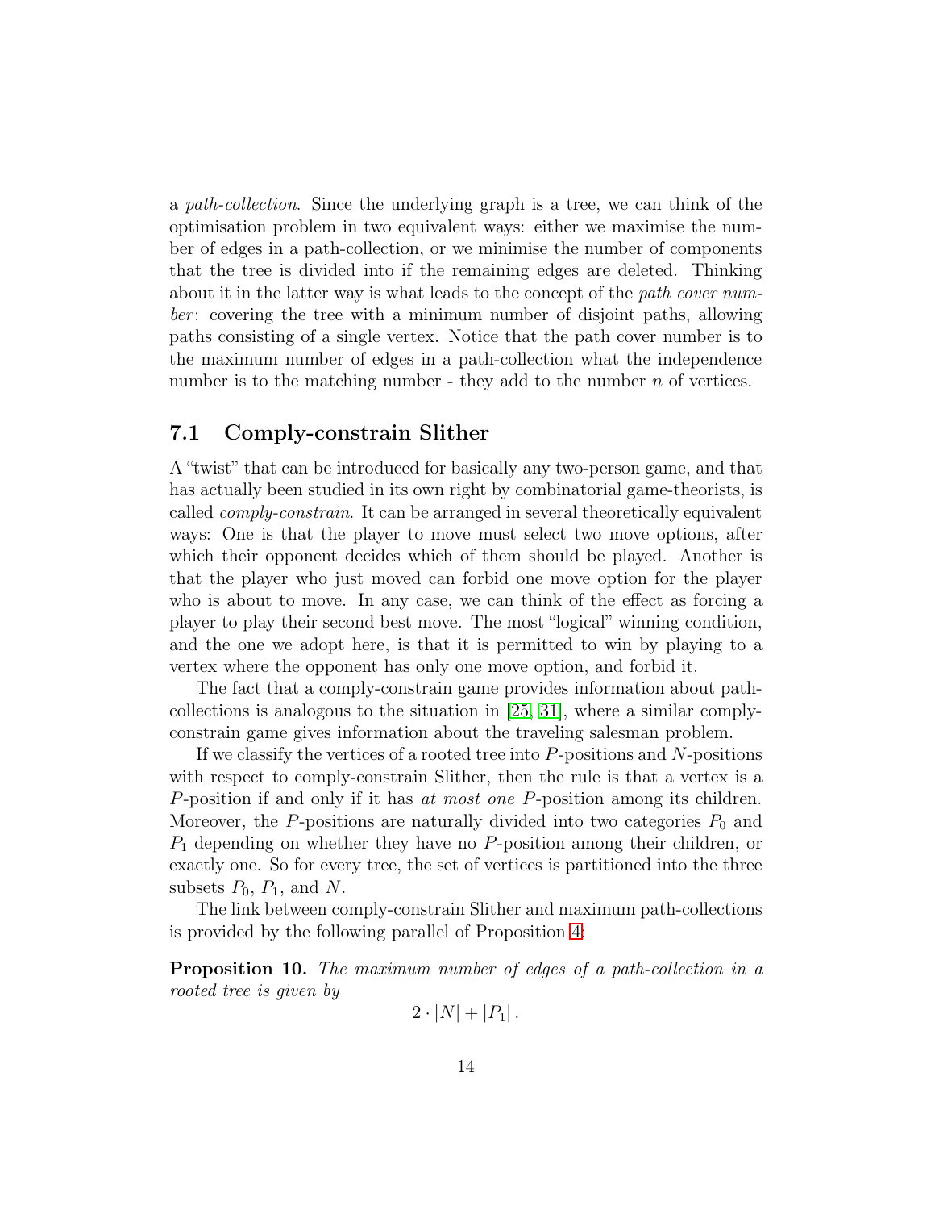a *path-collection*. Since the underlying graph is a tree, we can think of the optimisation problem in two equivalent ways: either we maximise the number of edges in a path-collection, or we minimise the number of components that the tree is divided into if the remaining edges are deleted. Thinking about it in the latter way is what leads to the concept of the *path cover number*: covering the tree with a minimum number of disjoint paths, allowing paths consisting of a single vertex. Notice that the path cover number is to the maximum number of edges in a path-collection what the independence number is to the matching number - they add to the number $n$ of vertices.

## 7.1 Comply-constrain Slither

A "twist" that can be introduced for basically any two-person game, and that has actually been studied in its own right by combinatorial game-theorists, is called *comply-constrain*. It can be arranged in several theoretically equivalent ways: One is that the player to move must select two move options, after which their opponent decides which of them should be played. Another is that the player who just moved can forbid one move option for the player who is about to move. In any case, we can think of the effect as forcing a player to play their second best move. The most "logical" winning condition, and the one we adopt here, is that it is permitted to win by playing to a vertex where the opponent has only one move option, and forbid it.

The fact that a comply-constrain game provides information about path-collections is analogous to the situation in [25, 31], where a similar comply-constrain game gives information about the traveling salesman problem.

If we classify the vertices of a rooted tree into $P$-positions and $N$-positions with respect to comply-constrain Slither, then the rule is that a vertex is a $P$-position if and only if it has *at most one* $P$-position among its children. Moreover, the $P$-positions are naturally divided into two categories $P_0$ and $P_1$ depending on whether they have no $P$-position among their children, or exactly one. So for every tree, the set of vertices is partitioned into the three subsets $P_0$, $P_1$, and $N$.

The link between comply-constrain Slither and maximum path-collections is provided by the following parallel of Proposition 4:

**Proposition 10.** *The maximum number of edges of a path-collection in a rooted tree is given by*

$$2 \cdot |N| + |P_1| .$$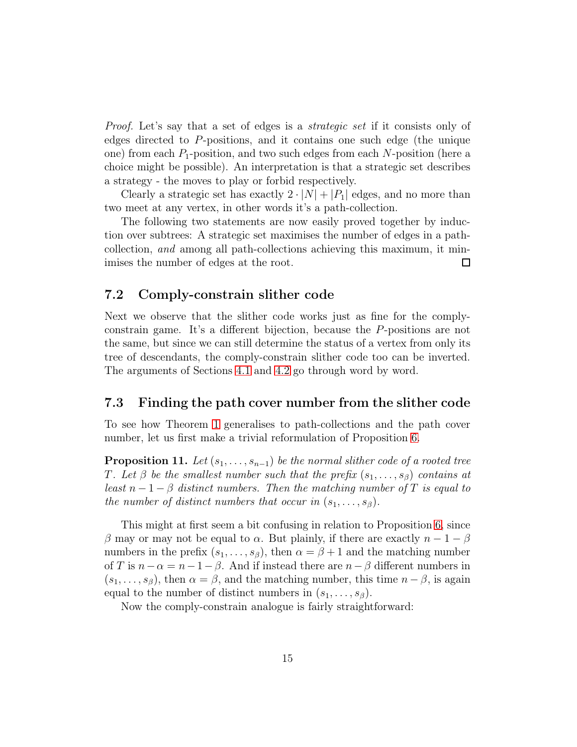*Proof.* Let's say that a set of edges is a *strategic set* if it consists only of edges directed to $P$-positions, and it contains one such edge (the unique one) from each $P_1$-position, and two such edges from each $N$-position (here a choice might be possible). An interpretation is that a strategic set describes a strategy - the moves to play or forbid respectively.

Clearly a strategic set has exactly $2 \cdot |N| + |P_1|$ edges, and no more than two meet at any vertex, in other words it's a path-collection.

The following two statements are now easily proved together by induction over subtrees: A strategic set maximises the number of edges in a path-collection, *and* among all path-collections achieving this maximum, it minimises the number of edges at the root. □

## 7.2 Comply-constrain slither code

Next we observe that the slither code works just as fine for the comply-constrain game. It's a different bijection, because the $P$-positions are not the same, but since we can still determine the status of a vertex from only its tree of descendants, the comply-constrain slither code too can be inverted. The arguments of Sections 4.1 and 4.2 go through word by word.

## 7.3 Finding the path cover number from the slither code

To see how Theorem 1 generalises to path-collections and the path cover number, let us first make a trivial reformulation of Proposition 6.

**Proposition 11.** *Let $(s_1, \ldots, s_{n-1})$ be the normal slither code of a rooted tree $T$. Let $\beta$ be the smallest number such that the prefix $(s_1, \ldots, s_\beta)$ contains at least $n - 1 - \beta$ distinct numbers. Then the matching number of $T$ is equal to the number of distinct numbers that occur in $(s_1, \ldots, s_\beta)$.*

This might at first seem a bit confusing in relation to Proposition 6, since $\beta$ may or may not be equal to $\alpha$. But plainly, if there are exactly $n - 1 - \beta$ numbers in the prefix $(s_1, \ldots, s_\beta)$, then $\alpha = \beta + 1$ and the matching number of $T$ is $n - \alpha = n - 1 - \beta$. And if instead there are $n - \beta$ different numbers in $(s_1, \ldots, s_\beta)$, then $\alpha = \beta$, and the matching number, this time $n - \beta$, is again equal to the number of distinct numbers in $(s_1, \ldots, s_\beta)$.

Now the comply-constrain analogue is fairly straightforward: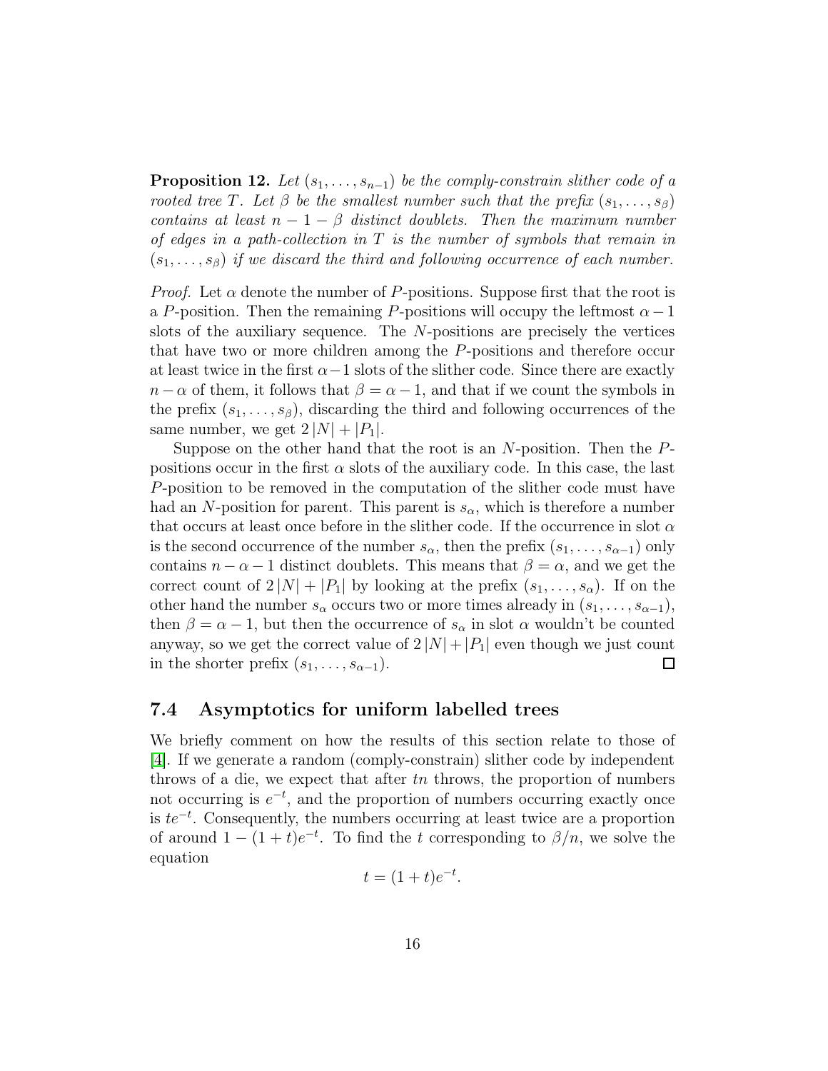**Proposition 12.** *Let $(s_1, \ldots, s_{n-1})$ be the comply-constrain slither code of a rooted tree $T$. Let $\beta$ be the smallest number such that the prefix $(s_1, \ldots, s_\beta)$ contains at least $n - 1 - \beta$ distinct doublets. Then the maximum number of edges in a path-collection in $T$ is the number of symbols that remain in $(s_1, \ldots, s_\beta)$ if we discard the third and following occurrence of each number.*

*Proof.* Let $\alpha$ denote the number of $P$-positions. Suppose first that the root is a $P$-position. Then the remaining $P$-positions will occupy the leftmost $\alpha - 1$ slots of the auxiliary sequence. The $N$-positions are precisely the vertices that have two or more children among the $P$-positions and therefore occur at least twice in the first $\alpha - 1$ slots of the slither code. Since there are exactly $n - \alpha$ of them, it follows that $\beta = \alpha - 1$, and that if we count the symbols in the prefix $(s_1, \ldots, s_\beta)$, discarding the third and following occurrences of the same number, we get $2|N| + |P_1|$.

Suppose on the other hand that the root is an $N$-position. Then the $P$-positions occur in the first $\alpha$ slots of the auxiliary code. In this case, the last $P$-position to be removed in the computation of the slither code must have had an $N$-position for parent. This parent is $s_\alpha$, which is therefore a number that occurs at least once before in the slither code. If the occurrence in slot $\alpha$ is the second occurrence of the number $s_\alpha$, then the prefix $(s_1, \ldots, s_{\alpha-1})$ only contains $n - \alpha - 1$ distinct doublets. This means that $\beta = \alpha$, and we get the correct count of $2|N| + |P_1|$ by looking at the prefix $(s_1, \ldots, s_\alpha)$. If on the other hand the number $s_\alpha$ occurs two or more times already in $(s_1, \ldots, s_{\alpha-1})$, then $\beta = \alpha - 1$, but then the occurrence of $s_\alpha$ in slot $\alpha$ wouldn't be counted anyway, so we get the correct value of $2|N| + |P_1|$ even though we just count in the shorter prefix $(s_1, \ldots, s_{\alpha-1})$. ∎

## 7.4 Asymptotics for uniform labelled trees

We briefly comment on how the results of this section relate to those of [4]. If we generate a random (comply-constrain) slither code by independent throws of a die, we expect that after $tn$ throws, the proportion of numbers not occurring is $e^{-t}$, and the proportion of numbers occurring exactly once is $te^{-t}$. Consequently, the numbers occurring at least twice are a proportion of around $1 - (1 + t)e^{-t}$. To find the $t$ corresponding to $\beta/n$, we solve the equation

$$t = (1 + t)e^{-t}.$$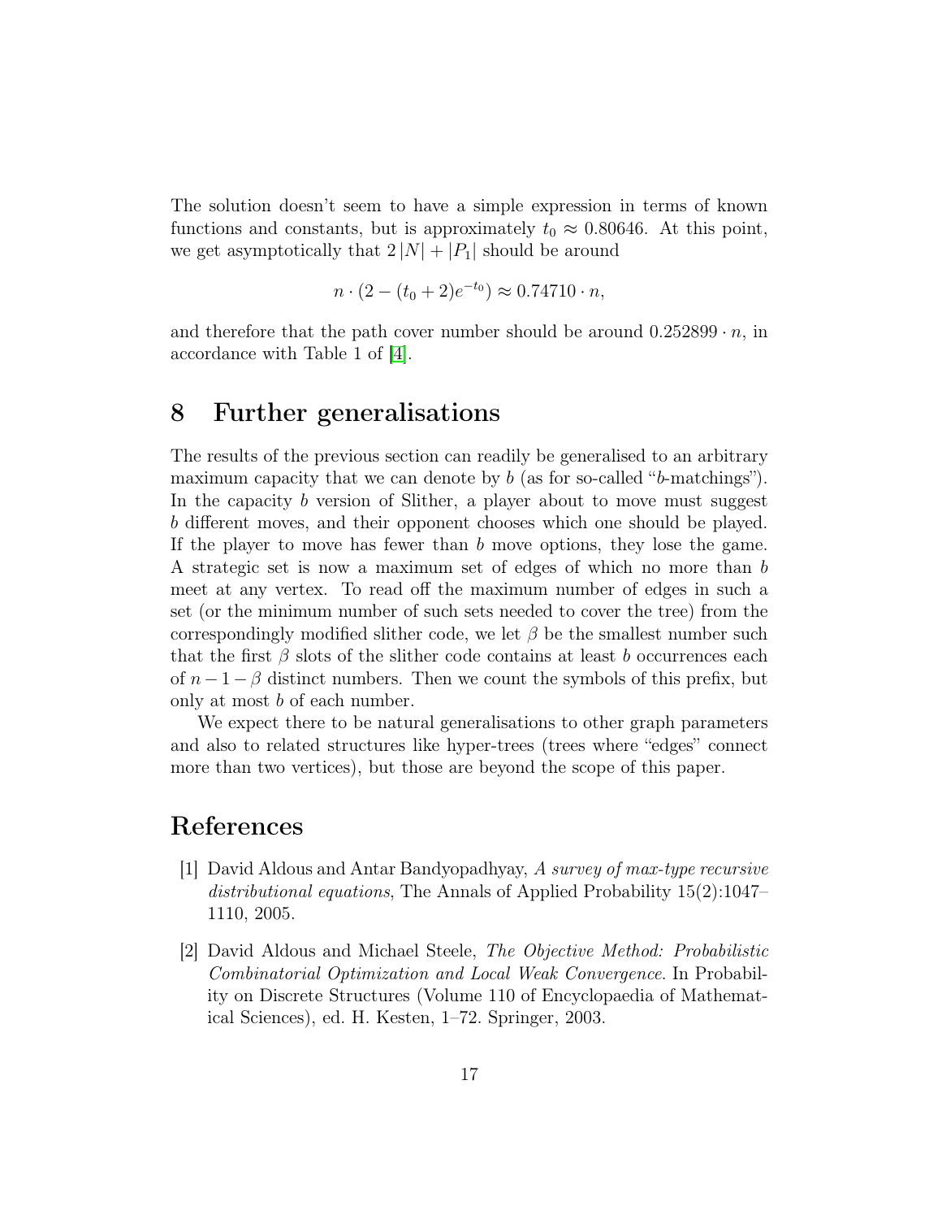The solution doesn't seem to have a simple expression in terms of known functions and constants, but is approximately $t_0 \approx 0.80646$. At this point, we get asymptotically that $2|N| + |P_1|$ should be around

$$n \cdot (2 - (t_0 + 2)e^{-t_0}) \approx 0.74710 \cdot n,$$

and therefore that the path cover number should be around $0.252899 \cdot n$, in accordance with Table 1 of [4].

# 8 Further generalisations

The results of the previous section can readily be generalised to an arbitrary maximum capacity that we can denote by $b$ (as for so-called "$b$-matchings"). In the capacity $b$ version of Slither, a player about to move must suggest $b$ different moves, and their opponent chooses which one should be played. If the player to move has fewer than $b$ move options, they lose the game. A strategic set is now a maximum set of edges of which no more than $b$ meet at any vertex. To read off the maximum number of edges in such a set (or the minimum number of such sets needed to cover the tree) from the correspondingly modified slither code, we let $\beta$ be the smallest number such that the first $\beta$ slots of the slither code contains at least $b$ occurrences each of $n - 1 - \beta$ distinct numbers. Then we count the symbols of this prefix, but only at most $b$ of each number.

We expect there to be natural generalisations to other graph parameters and also to related structures like hyper-trees (trees where "edges" connect more than two vertices), but those are beyond the scope of this paper.

# References

[1] David Aldous and Antar Bandyopadhyay, *A survey of max-type recursive distributional equations*, The Annals of Applied Probability 15(2):1047–1110, 2005.

[2] David Aldous and Michael Steele, *The Objective Method: Probabilistic Combinatorial Optimization and Local Weak Convergence*. In Probability on Discrete Structures (Volume 110 of Encyclopaedia of Mathematical Sciences), ed. H. Kesten, 1–72. Springer, 2003.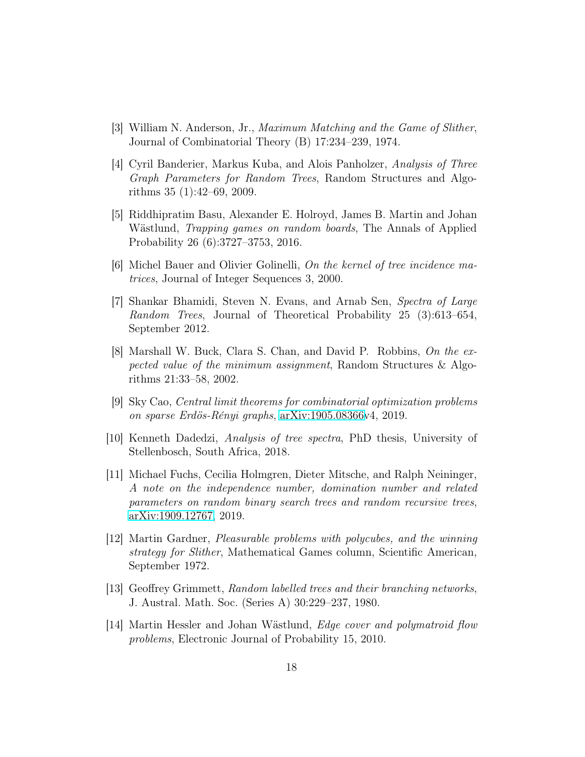[3] William N. Anderson, Jr., *Maximum Matching and the Game of Slither*, Journal of Combinatorial Theory (B) 17:234–239, 1974.

[4] Cyril Banderier, Markus Kuba, and Alois Panholzer, *Analysis of Three Graph Parameters for Random Trees*, Random Structures and Algorithms 35 (1):42–69, 2009.

[5] Riddhipratim Basu, Alexander E. Holroyd, James B. Martin and Johan Wästlund, *Trapping games on random boards*, The Annals of Applied Probability 26 (6):3727–3753, 2016.

[6] Michel Bauer and Olivier Golinelli, *On the kernel of tree incidence matrices*, Journal of Integer Sequences 3, 2000.

[7] Shankar Bhamidi, Steven N. Evans, and Arnab Sen, *Spectra of Large Random Trees*, Journal of Theoretical Probability 25 (3):613–654, September 2012.

[8] Marshall W. Buck, Clara S. Chan, and David P. Robbins, *On the expected value of the minimum assignment*, Random Structures & Algorithms 21:33–58, 2002.

[9] Sky Cao, *Central limit theorems for combinatorial optimization problems on sparse Erdös-Rényi graphs*, arXiv:1905.08366v4, 2019.

[10] Kenneth Dadedzi, *Analysis of tree spectra*, PhD thesis, University of Stellenbosch, South Africa, 2018.

[11] Michael Fuchs, Cecilia Holmgren, Dieter Mitsche, and Ralph Neininger, *A note on the independence number, domination number and related parameters on random binary search trees and random recursive trees*, arXiv:1909.12767, 2019.

[12] Martin Gardner, *Pleasurable problems with polycubes, and the winning strategy for Slither*, Mathematical Games column, Scientific American, September 1972.

[13] Geoffrey Grimmett, *Random labelled trees and their branching networks*, J. Austral. Math. Soc. (Series A) 30:229–237, 1980.

[14] Martin Hessler and Johan Wästlund, *Edge cover and polymatroid flow problems*, Electronic Journal of Probability 15, 2010.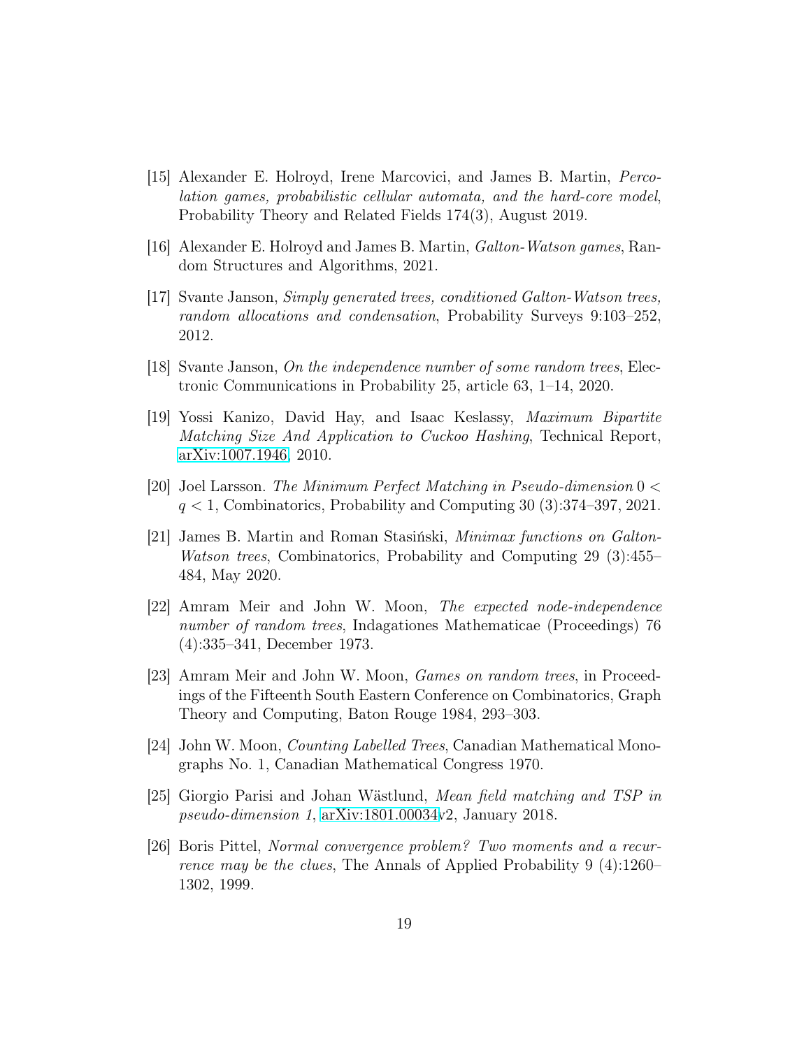[15] Alexander E. Holroyd, Irene Marcovici, and James B. Martin, *Percolation games, probabilistic cellular automata, and the hard-core model*, Probability Theory and Related Fields 174(3), August 2019.

[16] Alexander E. Holroyd and James B. Martin, *Galton-Watson games*, Random Structures and Algorithms, 2021.

[17] Svante Janson, *Simply generated trees, conditioned Galton-Watson trees, random allocations and condensation*, Probability Surveys 9:103–252, 2012.

[18] Svante Janson, *On the independence number of some random trees*, Electronic Communications in Probability 25, article 63, 1–14, 2020.

[19] Yossi Kanizo, David Hay, and Isaac Keslassy, *Maximum Bipartite Matching Size And Application to Cuckoo Hashing*, Technical Report, arXiv:1007.1946, 2010.

[20] Joel Larsson. *The Minimum Perfect Matching in Pseudo-dimension* $0 < q < 1$, Combinatorics, Probability and Computing 30 (3):374–397, 2021.

[21] James B. Martin and Roman Stasiński, *Minimax functions on Galton-Watson trees*, Combinatorics, Probability and Computing 29 (3):455–484, May 2020.

[22] Amram Meir and John W. Moon, *The expected node-independence number of random trees*, Indagationes Mathematicae (Proceedings) 76 (4):335–341, December 1973.

[23] Amram Meir and John W. Moon, *Games on random trees*, in Proceedings of the Fifteenth South Eastern Conference on Combinatorics, Graph Theory and Computing, Baton Rouge 1984, 293–303.

[24] John W. Moon, *Counting Labelled Trees*, Canadian Mathematical Monographs No. 1, Canadian Mathematical Congress 1970.

[25] Giorgio Parisi and Johan Wästlund, *Mean field matching and TSP in pseudo-dimension 1*, arXiv:1801.00034v2, January 2018.

[26] Boris Pittel, *Normal convergence problem? Two moments and a recurrence may be the clues*, The Annals of Applied Probability 9 (4):1260–1302, 1999.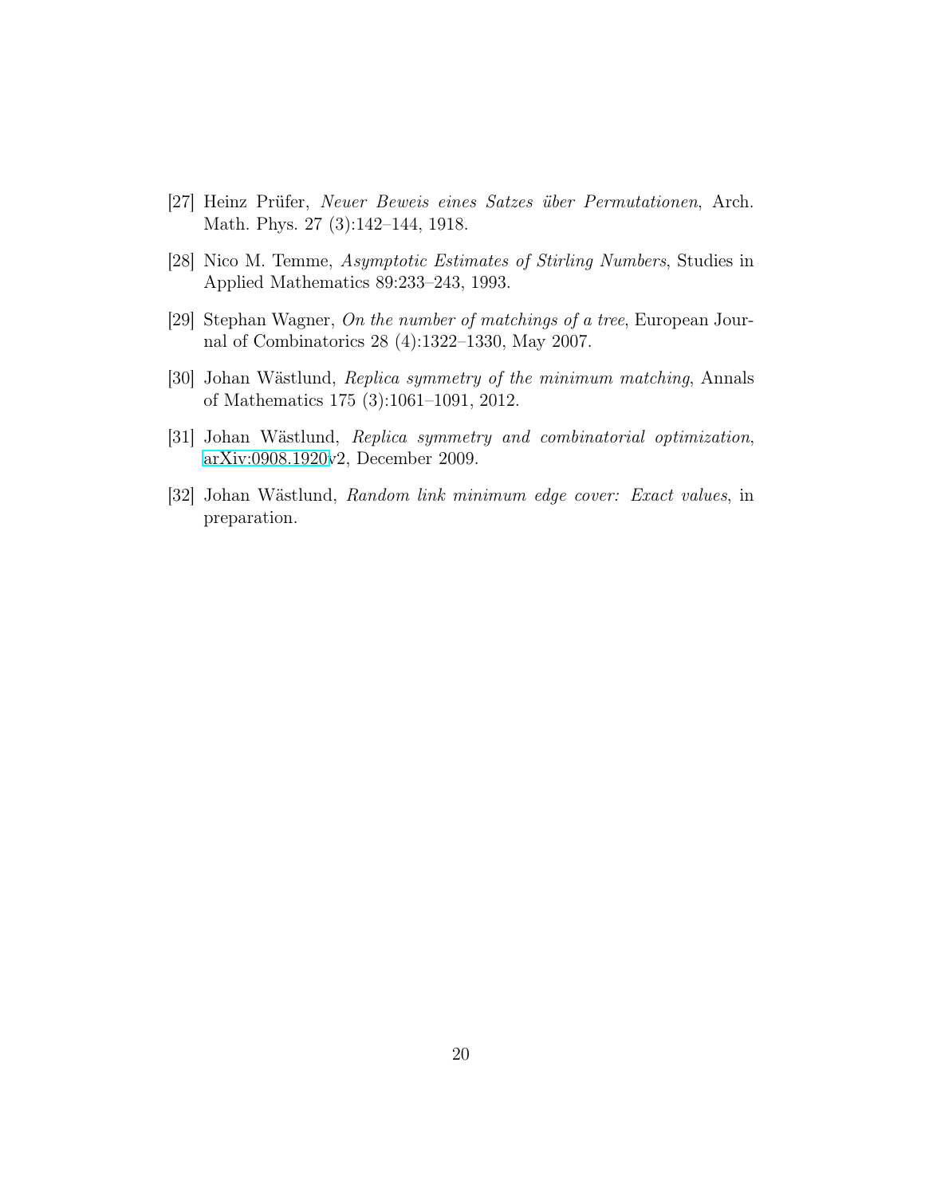[27] Heinz Prüfer, *Neuer Beweis eines Satzes über Permutationen*, Arch. Math. Phys. 27 (3):142–144, 1918.

[28] Nico M. Temme, *Asymptotic Estimates of Stirling Numbers*, Studies in Applied Mathematics 89:233–243, 1993.

[29] Stephan Wagner, *On the number of matchings of a tree*, European Journal of Combinatorics 28 (4):1322–1330, May 2007.

[30] Johan Wästlund, *Replica symmetry of the minimum matching*, Annals of Mathematics 175 (3):1061–1091, 2012.

[31] Johan Wästlund, *Replica symmetry and combinatorial optimization*, arXiv:0908.1920v2, December 2009.

[32] Johan Wästlund, *Random link minimum edge cover: Exact values*, in preparation.